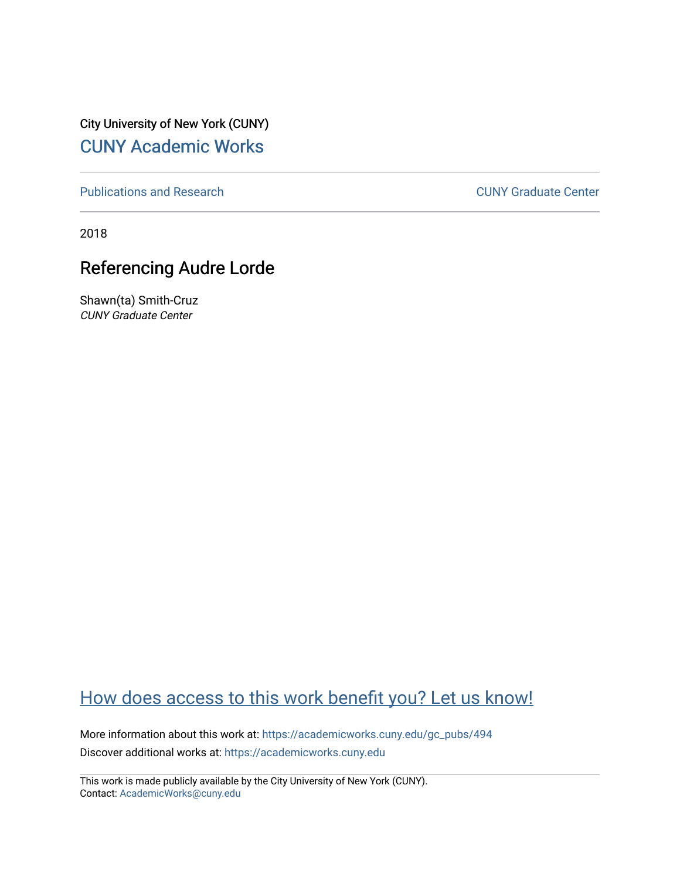City University of New York (CUNY)

[CUNY Academic Works](https://academicworks.cuny.edu)

[Publications and Research](https://academicworks.cuny.edu/gc_pubs) | [CUNY Graduate Center](https://academicworks.cuny.edu/gc)

2018

# Referencing Audre Lorde

Shawn(ta) Smith-Cruz
*CUNY Graduate Center*

## How does access to this work benefit you? Let us know!

More information about this work at: https://academicworks.cuny.edu/gc_pubs/494
Discover additional works at: https://academicworks.cuny.edu

This work is made publicly available by the City University of New York (CUNY).
Contact: AcademicWorks@cuny.edu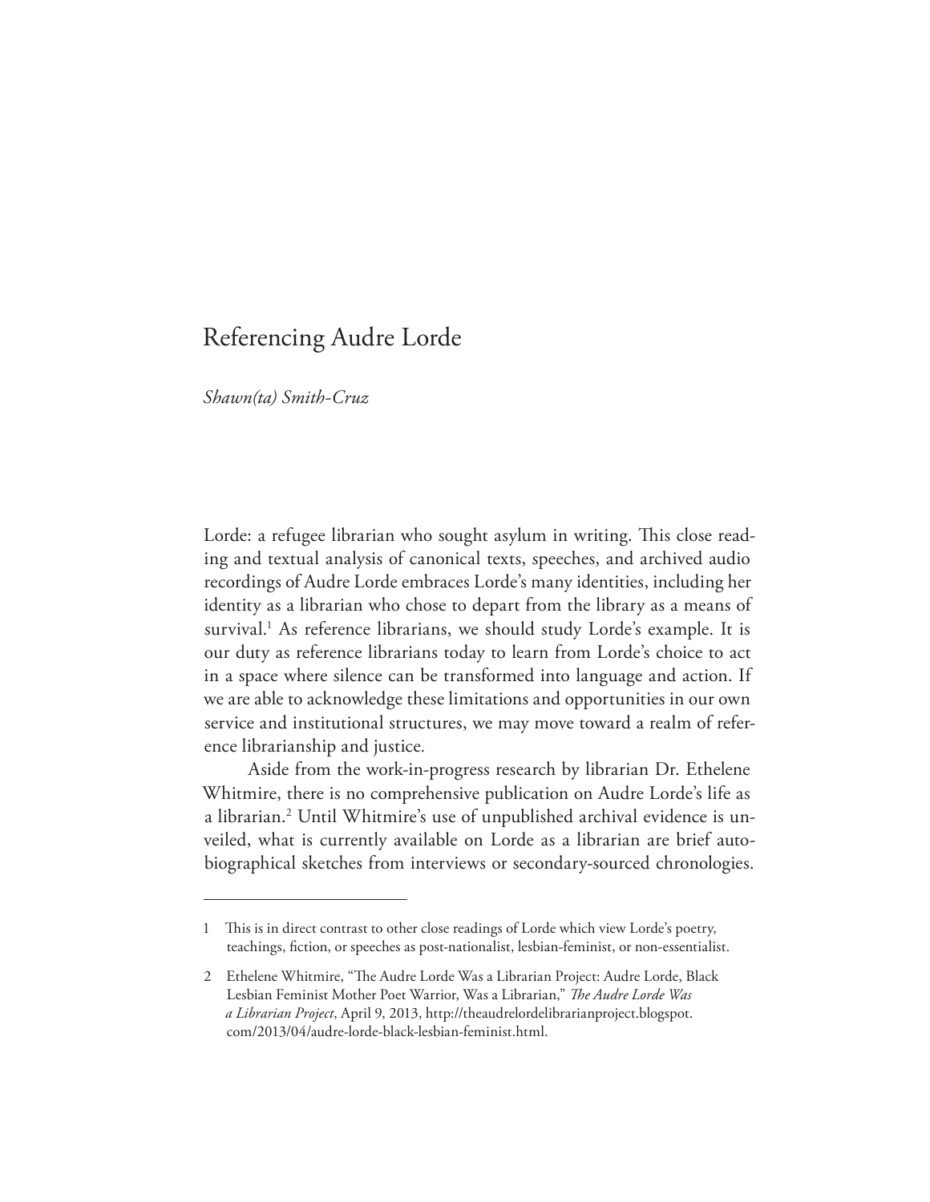# Referencing Audre Lorde

*Shawn(ta) Smith-Cruz*

Lorde: a refugee librarian who sought asylum in writing. This close reading and textual analysis of canonical texts, speeches, and archived audio recordings of Audre Lorde embraces Lorde's many identities, including her identity as a librarian who chose to depart from the library as a means of survival.[1] As reference librarians, we should study Lorde's example. It is our duty as reference librarians today to learn from Lorde's choice to act in a space where silence can be transformed into language and action. If we are able to acknowledge these limitations and opportunities in our own service and institutional structures, we may move toward a realm of reference librarianship and justice.

Aside from the work-in-progress research by librarian Dr. Ethelene Whitmire, there is no comprehensive publication on Audre Lorde's life as a librarian.[2] Until Whitmire's use of unpublished archival evidence is unveiled, what is currently available on Lorde as a librarian are brief autobiographical sketches from interviews or secondary-sourced chronologies.

---

1 This is in direct contrast to other close readings of Lorde which view Lorde's poetry, teachings, fiction, or speeches as post-nationalist, lesbian-feminist, or non-essentialist.

2 Ethelene Whitmire, "The Audre Lorde Was a Librarian Project: Audre Lorde, Black Lesbian Feminist Mother Poet Warrior, Was a Librarian," *The Audre Lorde Was a Librarian Project*, April 9, 2013, http://theaudrelordelibrarianproject.blogspot.com/2013/04/audre-lorde-black-lesbian-feminist.html.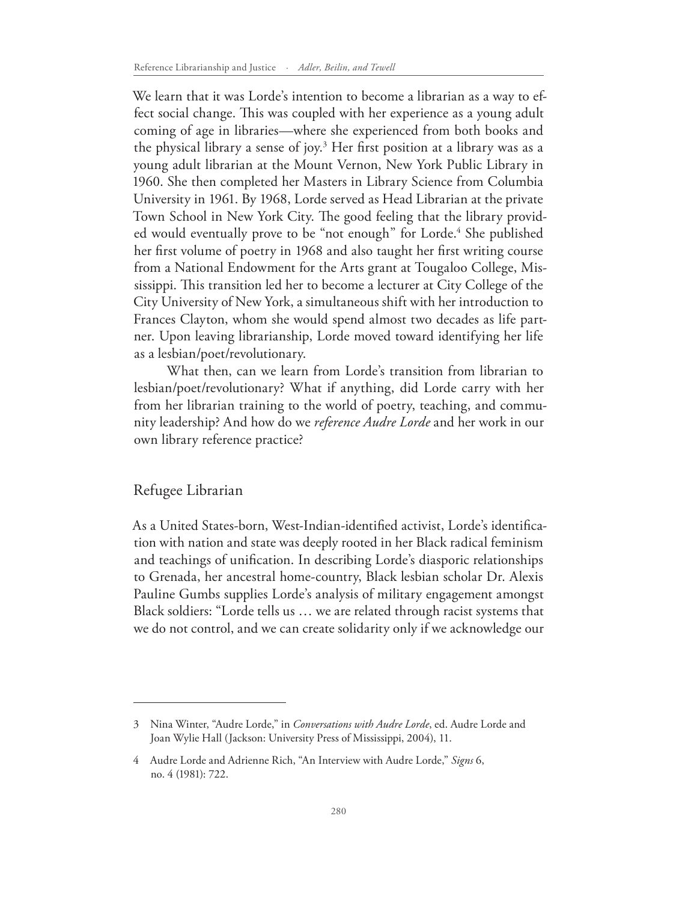We learn that it was Lorde's intention to become a librarian as a way to effect social change. This was coupled with her experience as a young adult coming of age in libraries—where she experienced from both books and the physical library a sense of joy.[3] Her first position at a library was as a young adult librarian at the Mount Vernon, New York Public Library in 1960. She then completed her Masters in Library Science from Columbia University in 1961. By 1968, Lorde served as Head Librarian at the private Town School in New York City. The good feeling that the library provided would eventually prove to be "not enough" for Lorde.[4] She published her first volume of poetry in 1968 and also taught her first writing course from a National Endowment for the Arts grant at Tougaloo College, Mississippi. This transition led her to become a lecturer at City College of the City University of New York, a simultaneous shift with her introduction to Frances Clayton, whom she would spend almost two decades as life partner. Upon leaving librarianship, Lorde moved toward identifying her life as a lesbian/poet/revolutionary.

What then, can we learn from Lorde's transition from librarian to lesbian/poet/revolutionary? What if anything, did Lorde carry with her from her librarian training to the world of poetry, teaching, and community leadership? And how do we *reference Audre Lorde* and her work in our own library reference practice?

## Refugee Librarian

As a United States-born, West-Indian-identified activist, Lorde's identification with nation and state was deeply rooted in her Black radical feminism and teachings of unification. In describing Lorde's diasporic relationships to Grenada, her ancestral home-country, Black lesbian scholar Dr. Alexis Pauline Gumbs supplies Lorde's analysis of military engagement amongst Black soldiers: "Lorde tells us … we are related through racist systems that we do not control, and we can create solidarity only if we acknowledge our

---

3 Nina Winter, "Audre Lorde," in *Conversations with Audre Lorde*, ed. Audre Lorde and Joan Wylie Hall (Jackson: University Press of Mississippi, 2004), 11.

4 Audre Lorde and Adrienne Rich, "An Interview with Audre Lorde," *Signs* 6, no. 4 (1981): 722.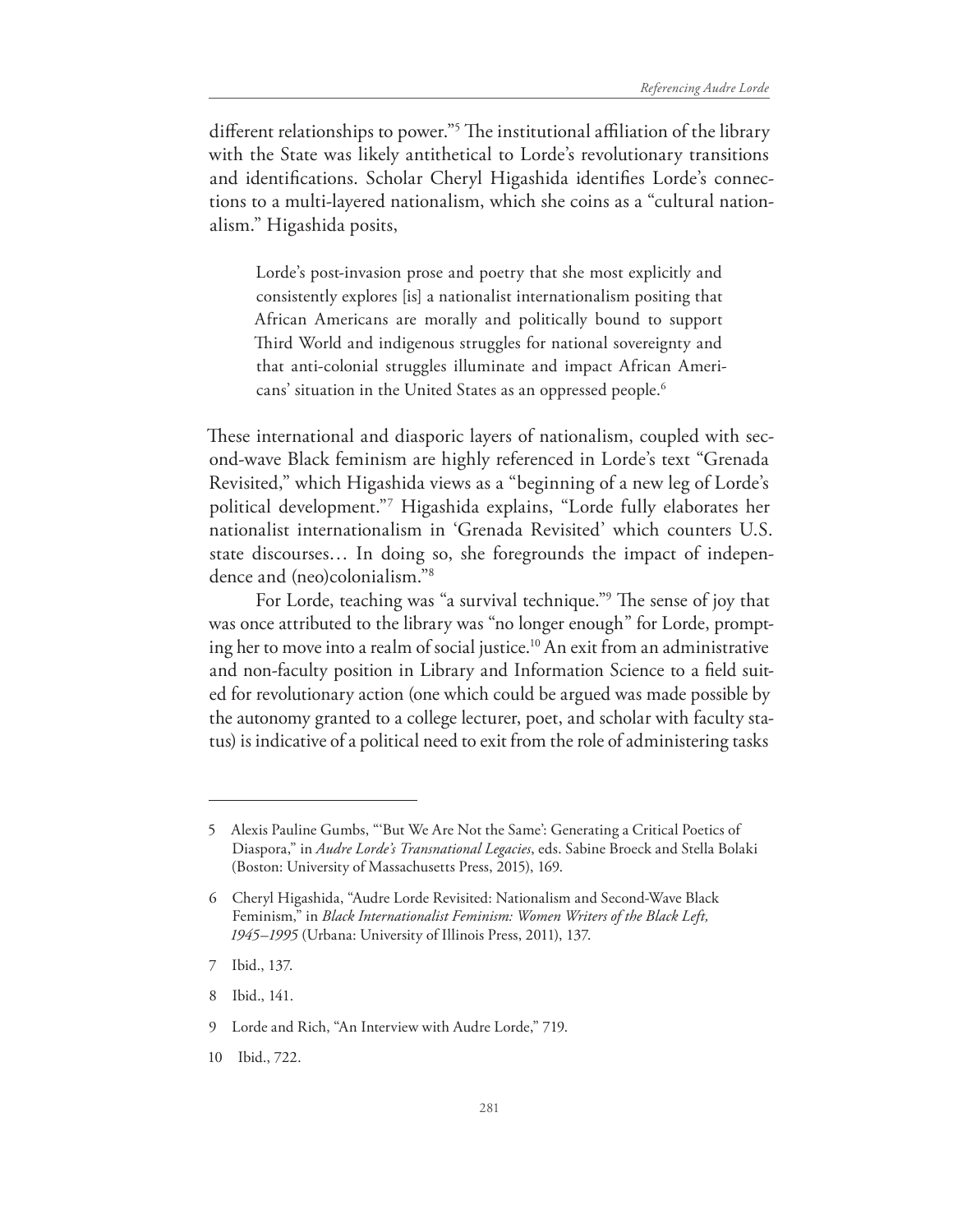different relationships to power."[5] The institutional affiliation of the library with the State was likely antithetical to Lorde's revolutionary transitions and identifications. Scholar Cheryl Higashida identifies Lorde's connections to a multi-layered nationalism, which she coins as a "cultural nationalism." Higashida posits,

> Lorde's post-invasion prose and poetry that she most explicitly and consistently explores [is] a nationalist internationalism positing that African Americans are morally and politically bound to support Third World and indigenous struggles for national sovereignty and that anti-colonial struggles illuminate and impact African Americans' situation in the United States as an oppressed people.[6]

These international and diasporic layers of nationalism, coupled with second-wave Black feminism are highly referenced in Lorde's text "Grenada Revisited," which Higashida views as a "beginning of a new leg of Lorde's political development."[7] Higashida explains, "Lorde fully elaborates her nationalist internationalism in 'Grenada Revisited' which counters U.S. state discourses… In doing so, she foregrounds the impact of independence and (neo)colonialism."[8]

For Lorde, teaching was "a survival technique."[9] The sense of joy that was once attributed to the library was "no longer enough" for Lorde, prompting her to move into a realm of social justice.[10] An exit from an administrative and non-faculty position in Library and Information Science to a field suited for revolutionary action (one which could be argued was made possible by the autonomy granted to a college lecturer, poet, and scholar with faculty status) is indicative of a political need to exit from the role of administering tasks

---

5 Alexis Pauline Gumbs, "'But We Are Not the Same': Generating a Critical Poetics of Diaspora," in *Audre Lorde's Transnational Legacies*, eds. Sabine Broeck and Stella Bolaki (Boston: University of Massachusetts Press, 2015), 169.

6 Cheryl Higashida, "Audre Lorde Revisited: Nationalism and Second-Wave Black Feminism," in *Black Internationalist Feminism: Women Writers of the Black Left, 1945–1995* (Urbana: University of Illinois Press, 2011), 137.

7 Ibid., 137.

8 Ibid., 141.

9 Lorde and Rich, "An Interview with Audre Lorde," 719.

10 Ibid., 722.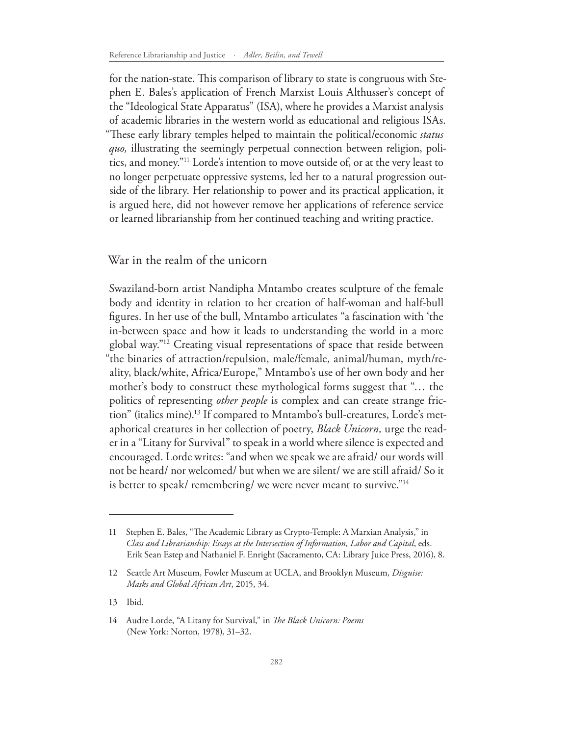for the nation-state. This comparison of library to state is congruous with Stephen E. Bales's application of French Marxist Louis Althusser's concept of the "Ideological State Apparatus" (ISA), where he provides a Marxist analysis of academic libraries in the western world as educational and religious ISAs. "These early library temples helped to maintain the political/economic *status quo,* illustrating the seemingly perpetual connection between religion, politics, and money."[11] Lorde's intention to move outside of, or at the very least to no longer perpetuate oppressive systems, led her to a natural progression outside of the library. Her relationship to power and its practical application, it is argued here, did not however remove her applications of reference service or learned librarianship from her continued teaching and writing practice.

## War in the realm of the unicorn

Swaziland-born artist Nandipha Mntambo creates sculpture of the female body and identity in relation to her creation of half-woman and half-bull figures. In her use of the bull, Mntambo articulates "a fascination with 'the in-between space and how it leads to understanding the world in a more global way."[12] Creating visual representations of space that reside between "the binaries of attraction/repulsion, male/female, animal/human, myth/reality, black/white, Africa/Europe," Mntambo's use of her own body and her mother's body to construct these mythological forms suggest that "… the politics of representing *other people* is complex and can create strange friction" (italics mine).[13] If compared to Mntambo's bull-creatures, Lorde's metaphorical creatures in her collection of poetry, *Black Unicorn,* urge the reader in a "Litany for Survival" to speak in a world where silence is expected and encouraged. Lorde writes: "and when we speak we are afraid/ our words will not be heard/ nor welcomed/ but when we are silent/ we are still afraid/ So it is better to speak/ remembering/ we were never meant to survive."[14]

---

11 Stephen E. Bales, "The Academic Library as Crypto-Temple: A Marxian Analysis," in *Class and Librarianship: Essays at the Intersection of Information, Labor and Capital*, eds. Erik Sean Estep and Nathaniel F. Enright (Sacramento, CA: Library Juice Press, 2016), 8.

12 Seattle Art Museum, Fowler Museum at UCLA, and Brooklyn Museum, *Disguise: Masks and Global African Art*, 2015, 34.

13 Ibid.

14 Audre Lorde, "A Litany for Survival," in *The Black Unicorn: Poems* (New York: Norton, 1978), 31–32.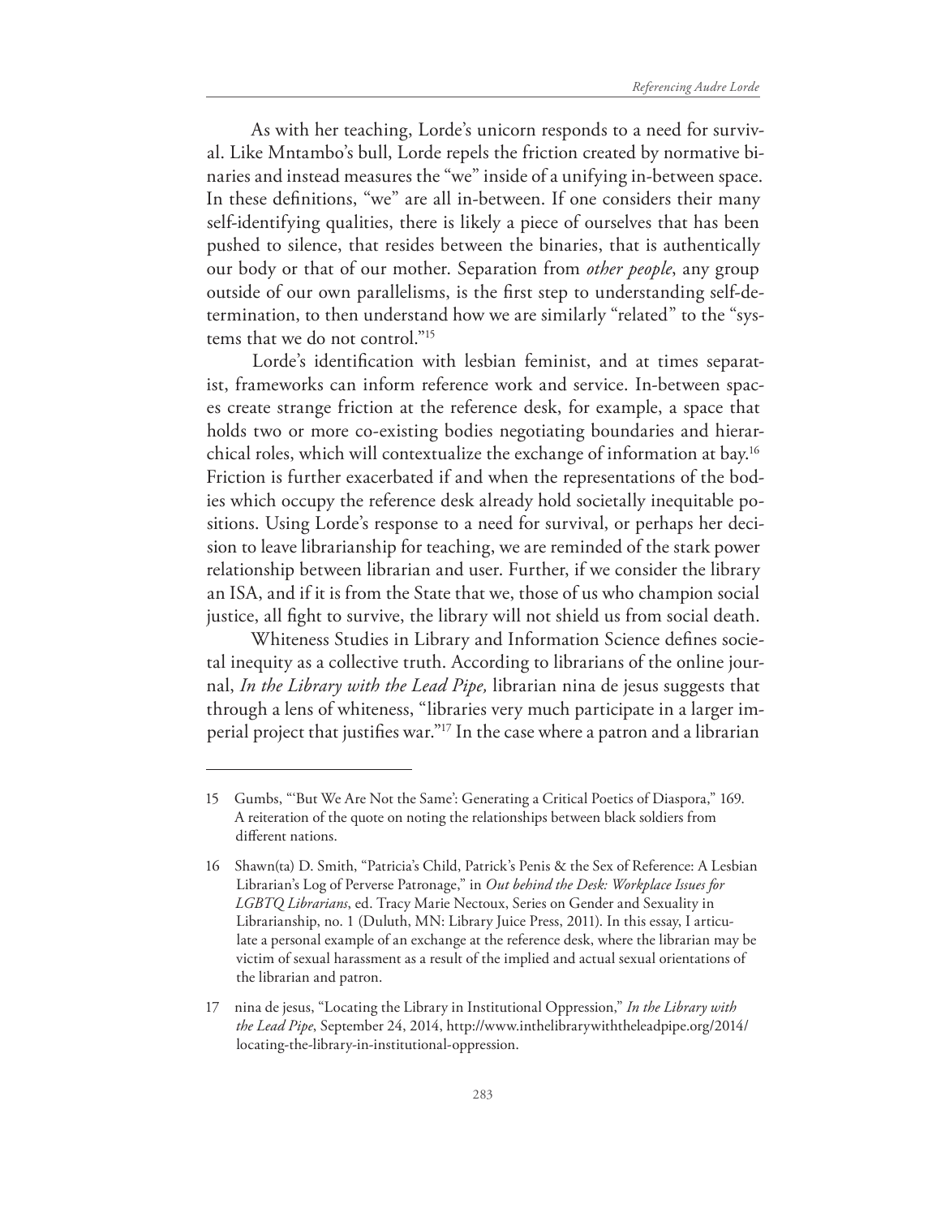As with her teaching, Lorde's unicorn responds to a need for survival. Like Mntambo's bull, Lorde repels the friction created by normative binaries and instead measures the "we" inside of a unifying in-between space. In these definitions, "we" are all in-between. If one considers their many self-identifying qualities, there is likely a piece of ourselves that has been pushed to silence, that resides between the binaries, that is authentically our body or that of our mother. Separation from *other people*, any group outside of our own parallelisms, is the first step to understanding self-determination, to then understand how we are similarly "related" to the "systems that we do not control."[15]

Lorde's identification with lesbian feminist, and at times separatist, frameworks can inform reference work and service. In-between spaces create strange friction at the reference desk, for example, a space that holds two or more co-existing bodies negotiating boundaries and hierarchical roles, which will contextualize the exchange of information at bay.[16] Friction is further exacerbated if and when the representations of the bodies which occupy the reference desk already hold societally inequitable positions. Using Lorde's response to a need for survival, or perhaps her decision to leave librarianship for teaching, we are reminded of the stark power relationship between librarian and user. Further, if we consider the library an ISA, and if it is from the State that we, those of us who champion social justice, all fight to survive, the library will not shield us from social death.

Whiteness Studies in Library and Information Science defines societal inequity as a collective truth. According to librarians of the online journal, *In the Library with the Lead Pipe,* librarian nina de jesus suggests that through a lens of whiteness, "libraries very much participate in a larger imperial project that justifies war."[17] In the case where a patron and a librarian

---

15 Gumbs, "'But We Are Not the Same': Generating a Critical Poetics of Diaspora," 169. A reiteration of the quote on noting the relationships between black soldiers from different nations.

16 Shawn(ta) D. Smith, "Patricia's Child, Patrick's Penis & the Sex of Reference: A Lesbian Librarian's Log of Perverse Patronage," in *Out behind the Desk: Workplace Issues for LGBTQ Librarians*, ed. Tracy Marie Nectoux, Series on Gender and Sexuality in Librarianship, no. 1 (Duluth, MN: Library Juice Press, 2011). In this essay, I articulate a personal example of an exchange at the reference desk, where the librarian may be victim of sexual harassment as a result of the implied and actual sexual orientations of the librarian and patron.

17 nina de jesus, "Locating the Library in Institutional Oppression," *In the Library with the Lead Pipe*, September 24, 2014, http://www.inthelibrarywiththeleadpipe.org/2014/locating-the-library-in-institutional-oppression.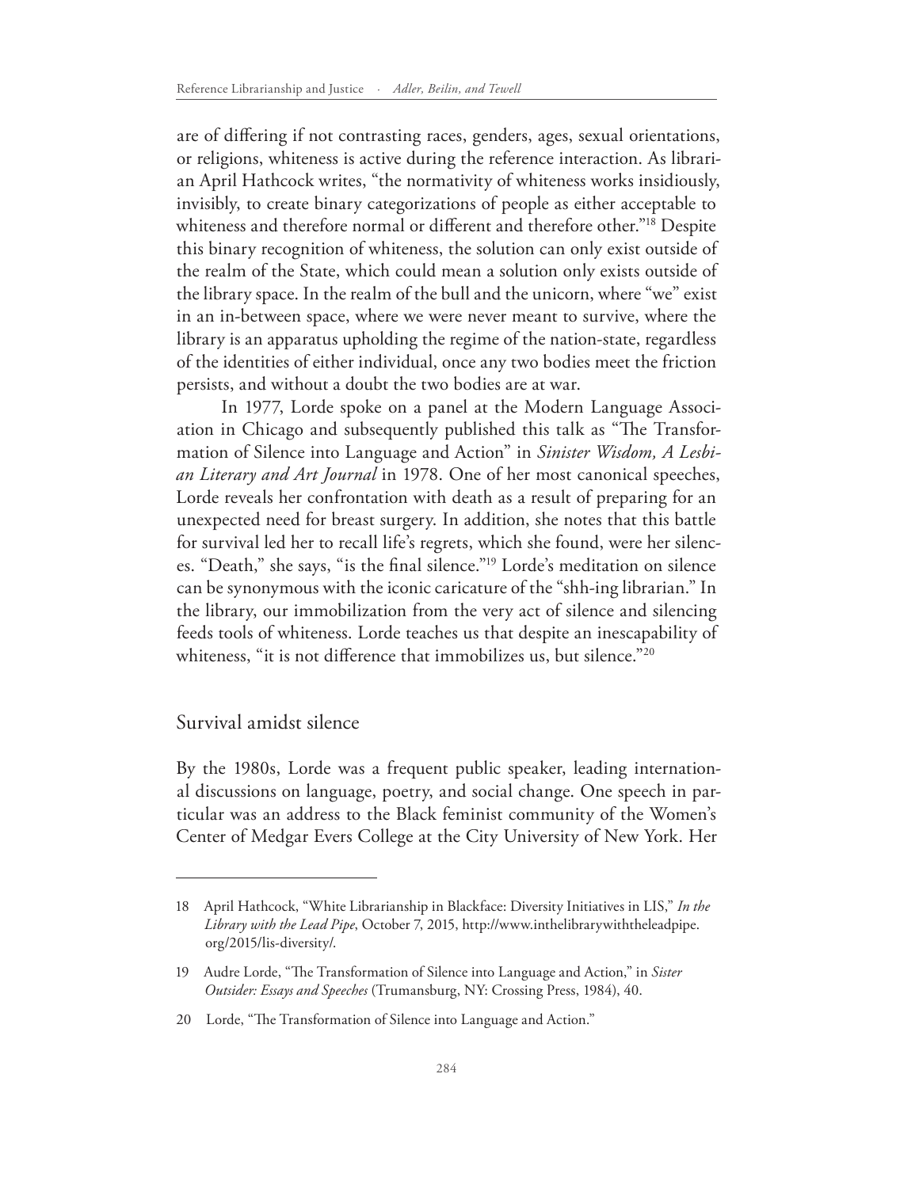are of differing if not contrasting races, genders, ages, sexual orientations, or religions, whiteness is active during the reference interaction. As librarian April Hathcock writes, "the normativity of whiteness works insidiously, invisibly, to create binary categorizations of people as either acceptable to whiteness and therefore normal or different and therefore other."[18] Despite this binary recognition of whiteness, the solution can only exist outside of the realm of the State, which could mean a solution only exists outside of the library space. In the realm of the bull and the unicorn, where "we" exist in an in-between space, where we were never meant to survive, where the library is an apparatus upholding the regime of the nation-state, regardless of the identities of either individual, once any two bodies meet the friction persists, and without a doubt the two bodies are at war.

In 1977, Lorde spoke on a panel at the Modern Language Association in Chicago and subsequently published this talk as "The Transformation of Silence into Language and Action" in *Sinister Wisdom, A Lesbian Literary and Art Journal* in 1978. One of her most canonical speeches, Lorde reveals her confrontation with death as a result of preparing for an unexpected need for breast surgery. In addition, she notes that this battle for survival led her to recall life's regrets, which she found, were her silences. "Death," she says, "is the final silence."[19] Lorde's meditation on silence can be synonymous with the iconic caricature of the "shh-ing librarian." In the library, our immobilization from the very act of silence and silencing feeds tools of whiteness. Lorde teaches us that despite an inescapability of whiteness, "it is not difference that immobilizes us, but silence."[20]

## Survival amidst silence

By the 1980s, Lorde was a frequent public speaker, leading international discussions on language, poetry, and social change. One speech in particular was an address to the Black feminist community of the Women's Center of Medgar Evers College at the City University of New York. Her

---

18 April Hathcock, "White Librarianship in Blackface: Diversity Initiatives in LIS," *In the Library with the Lead Pipe*, October 7, 2015, http://www.inthelibrarywiththeleadpipe.org/2015/lis-diversity/.

19 Audre Lorde, "The Transformation of Silence into Language and Action," in *Sister Outsider: Essays and Speeches* (Trumansburg, NY: Crossing Press, 1984), 40.

20 Lorde, "The Transformation of Silence into Language and Action."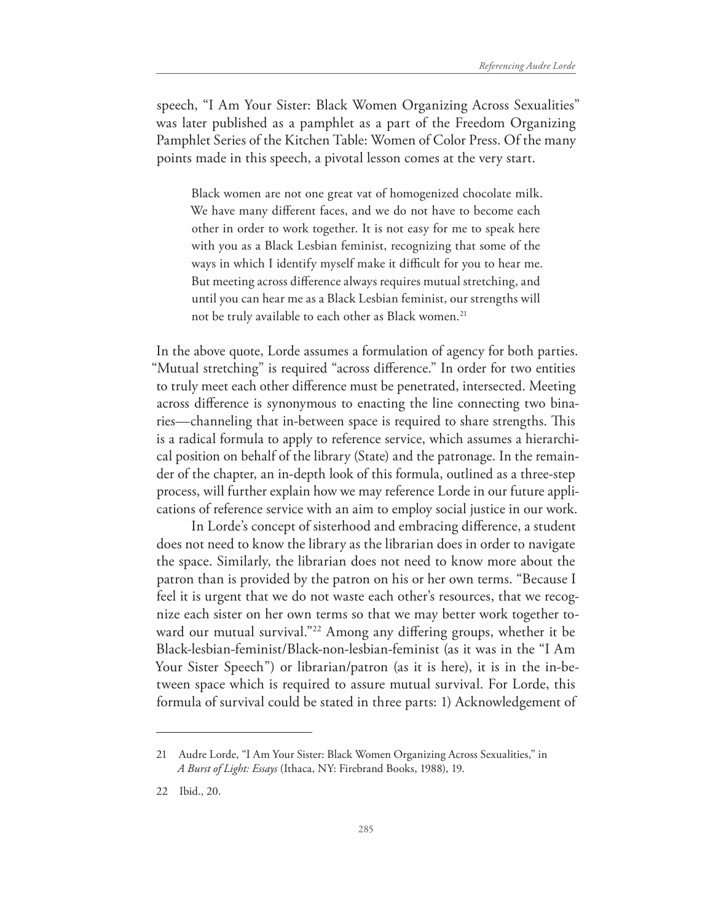speech, "I Am Your Sister: Black Women Organizing Across Sexualities" was later published as a pamphlet as a part of the Freedom Organizing Pamphlet Series of the Kitchen Table: Women of Color Press. Of the many points made in this speech, a pivotal lesson comes at the very start.

> Black women are not one great vat of homogenized chocolate milk. We have many different faces, and we do not have to become each other in order to work together. It is not easy for me to speak here with you as a Black Lesbian feminist, recognizing that some of the ways in which I identify myself make it difficult for you to hear me. But meeting across difference always requires mutual stretching, and until you can hear me as a Black Lesbian feminist, our strengths will not be truly available to each other as Black women.[21]

In the above quote, Lorde assumes a formulation of agency for both parties. "Mutual stretching" is required "across difference." In order for two entities to truly meet each other difference must be penetrated, intersected. Meeting across difference is synonymous to enacting the line connecting two binaries—channeling that in-between space is required to share strengths. This is a radical formula to apply to reference service, which assumes a hierarchical position on behalf of the library (State) and the patronage. In the remainder of the chapter, an in-depth look of this formula, outlined as a three-step process, will further explain how we may reference Lorde in our future applications of reference service with an aim to employ social justice in our work.

In Lorde's concept of sisterhood and embracing difference, a student does not need to know the library as the librarian does in order to navigate the space. Similarly, the librarian does not need to know more about the patron than is provided by the patron on his or her own terms. "Because I feel it is urgent that we do not waste each other's resources, that we recognize each sister on her own terms so that we may better work together toward our mutual survival."[22] Among any differing groups, whether it be Black-lesbian-feminist/Black-non-lesbian-feminist (as it was in the "I Am Your Sister Speech") or librarian/patron (as it is here), it is in the in-between space which is required to assure mutual survival. For Lorde, this formula of survival could be stated in three parts: 1) Acknowledgement of

---

21 Audre Lorde, "I Am Your Sister: Black Women Organizing Across Sexualities," in *A Burst of Light: Essays* (Ithaca, NY: Firebrand Books, 1988), 19.

22 Ibid., 20.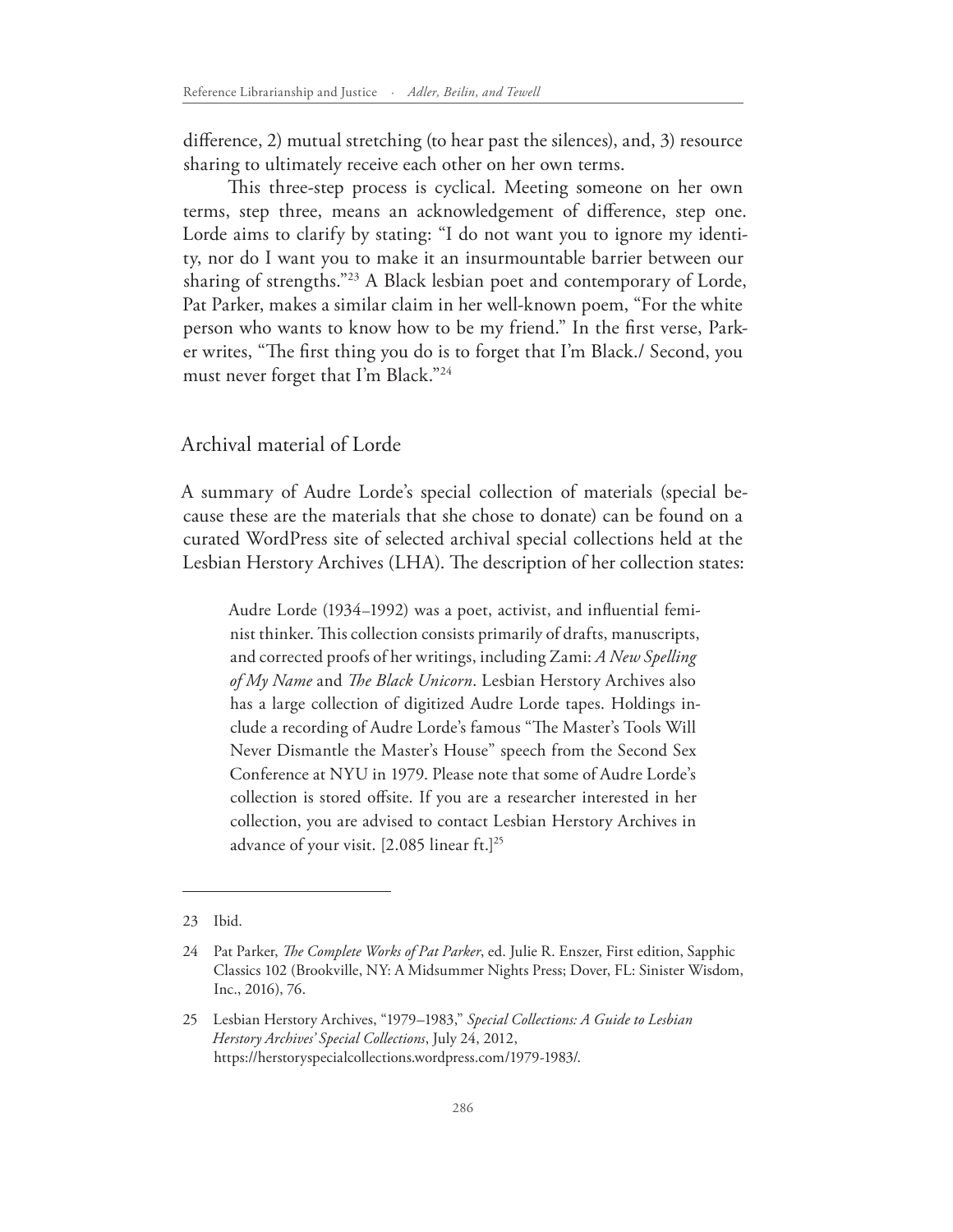difference, 2) mutual stretching (to hear past the silences), and, 3) resource sharing to ultimately receive each other on her own terms.

This three-step process is cyclical. Meeting someone on her own terms, step three, means an acknowledgement of difference, step one. Lorde aims to clarify by stating: "I do not want you to ignore my identity, nor do I want you to make it an insurmountable barrier between our sharing of strengths."[23] A Black lesbian poet and contemporary of Lorde, Pat Parker, makes a similar claim in her well-known poem, "For the white person who wants to know how to be my friend." In the first verse, Parker writes, "The first thing you do is to forget that I'm Black./ Second, you must never forget that I'm Black."[24]

## Archival material of Lorde

A summary of Audre Lorde's special collection of materials (special because these are the materials that she chose to donate) can be found on a curated WordPress site of selected archival special collections held at the Lesbian Herstory Archives (LHA). The description of her collection states:

> Audre Lorde (1934–1992) was a poet, activist, and influential feminist thinker. This collection consists primarily of drafts, manuscripts, and corrected proofs of her writings, including Zami: *A New Spelling of My Name* and *The Black Unicorn*. Lesbian Herstory Archives also has a large collection of digitized Audre Lorde tapes. Holdings include a recording of Audre Lorde's famous "The Master's Tools Will Never Dismantle the Master's House" speech from the Second Sex Conference at NYU in 1979. Please note that some of Audre Lorde's collection is stored offsite. If you are a researcher interested in her collection, you are advised to contact Lesbian Herstory Archives in advance of your visit. [2.085 linear ft.][25]

---

23 Ibid.

24 Pat Parker, *The Complete Works of Pat Parker*, ed. Julie R. Enszer, First edition, Sapphic Classics 102 (Brookville, NY: A Midsummer Nights Press; Dover, FL: Sinister Wisdom, Inc., 2016), 76.

25 Lesbian Herstory Archives, "1979–1983," *Special Collections: A Guide to Lesbian Herstory Archives' Special Collections*, July 24, 2012, https://herstoryspecialcollections.wordpress.com/1979-1983/.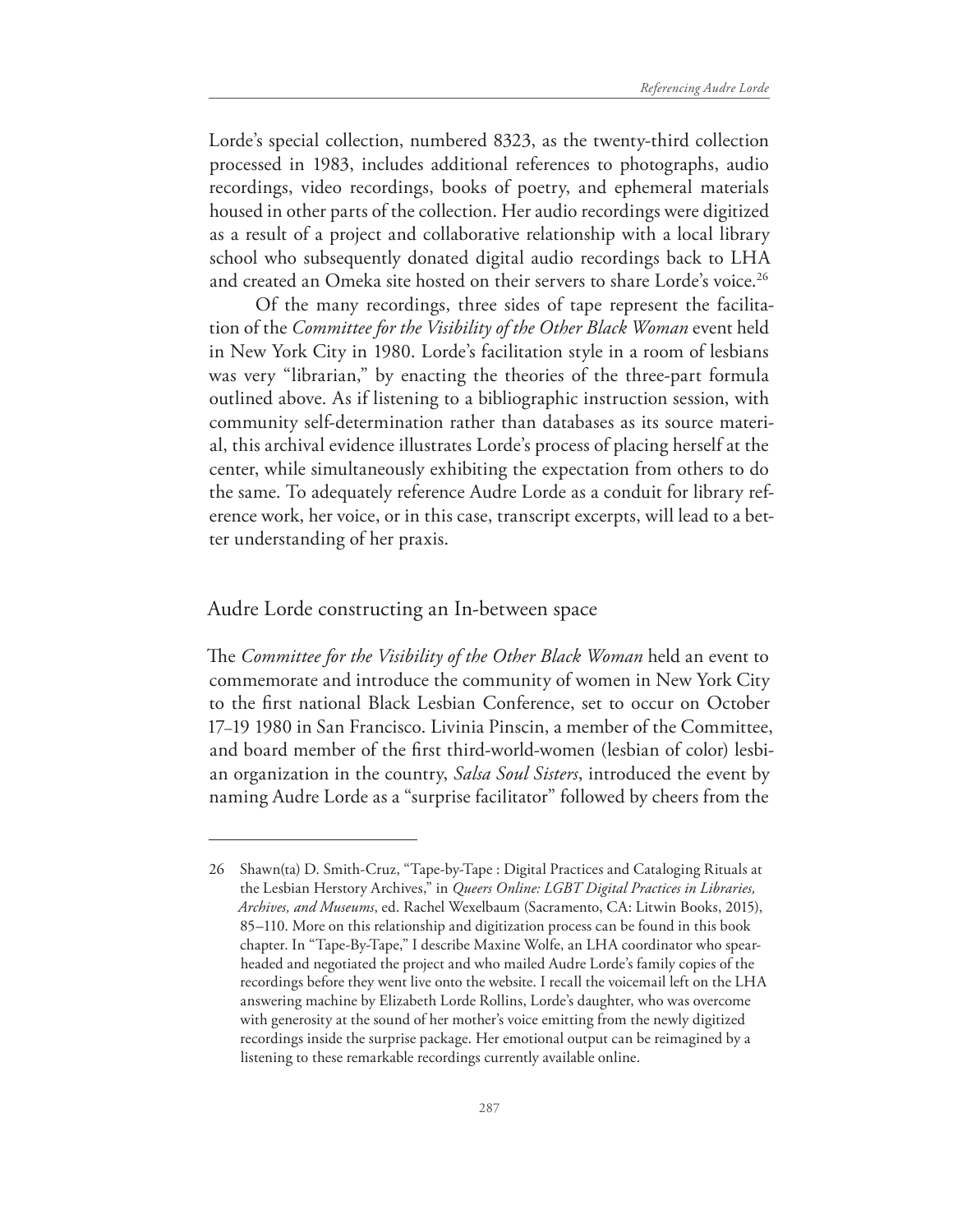Lorde's special collection, numbered 8323, as the twenty-third collection processed in 1983, includes additional references to photographs, audio recordings, video recordings, books of poetry, and ephemeral materials housed in other parts of the collection. Her audio recordings were digitized as a result of a project and collaborative relationship with a local library school who subsequently donated digital audio recordings back to LHA and created an Omeka site hosted on their servers to share Lorde's voice.[26]

Of the many recordings, three sides of tape represent the facilitation of the *Committee for the Visibility of the Other Black Woman* event held in New York City in 1980. Lorde's facilitation style in a room of lesbians was very "librarian," by enacting the theories of the three-part formula outlined above. As if listening to a bibliographic instruction session, with community self-determination rather than databases as its source material, this archival evidence illustrates Lorde's process of placing herself at the center, while simultaneously exhibiting the expectation from others to do the same. To adequately reference Audre Lorde as a conduit for library reference work, her voice, or in this case, transcript excerpts, will lead to a better understanding of her praxis.

## Audre Lorde constructing an In-between space

The *Committee for the Visibility of the Other Black Woman* held an event to commemorate and introduce the community of women in New York City to the first national Black Lesbian Conference, set to occur on October 17–19 1980 in San Francisco. Livinia Pinscin, a member of the Committee, and board member of the first third-world-women (lesbian of color) lesbian organization in the country, *Salsa Soul Sisters*, introduced the event by naming Audre Lorde as a "surprise facilitator" followed by cheers from the

---

26 Shawn(ta) D. Smith-Cruz, "Tape-by-Tape : Digital Practices and Cataloging Rituals at the Lesbian Herstory Archives," in *Queers Online: LGBT Digital Practices in Libraries, Archives, and Museums*, ed. Rachel Wexelbaum (Sacramento, CA: Litwin Books, 2015), 85–110. More on this relationship and digitization process can be found in this book chapter. In "Tape-By-Tape," I describe Maxine Wolfe, an LHA coordinator who spearheaded and negotiated the project and who mailed Audre Lorde's family copies of the recordings before they went live onto the website. I recall the voicemail left on the LHA answering machine by Elizabeth Lorde Rollins, Lorde's daughter, who was overcome with generosity at the sound of her mother's voice emitting from the newly digitized recordings inside the surprise package. Her emotional output can be reimagined by a listening to these remarkable recordings currently available online.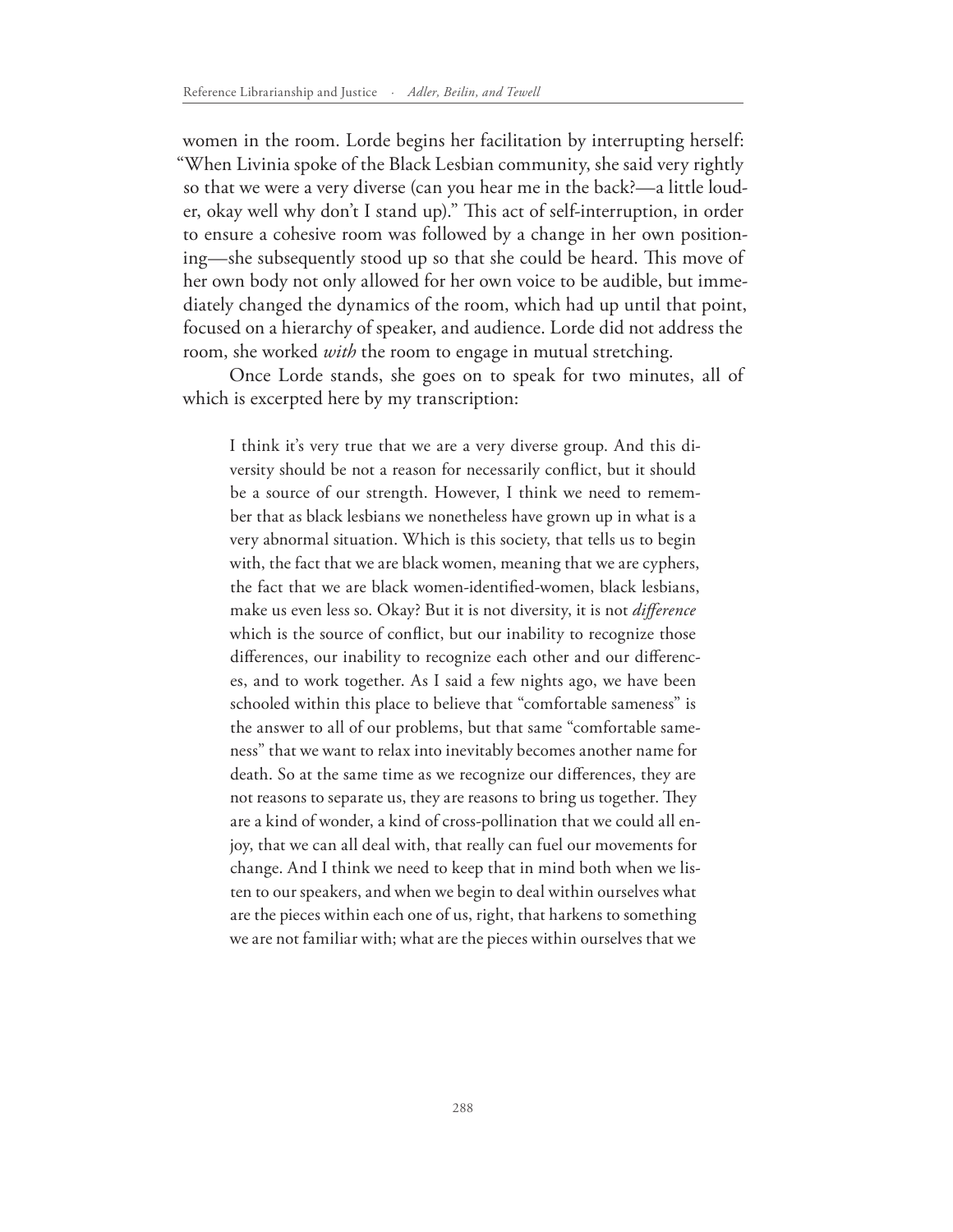women in the room. Lorde begins her facilitation by interrupting herself: "When Livinia spoke of the Black Lesbian community, she said very rightly so that we were a very diverse (can you hear me in the back?—a little louder, okay well why don't I stand up)." This act of self-interruption, in order to ensure a cohesive room was followed by a change in her own positioning—she subsequently stood up so that she could be heard. This move of her own body not only allowed for her own voice to be audible, but immediately changed the dynamics of the room, which had up until that point, focused on a hierarchy of speaker, and audience. Lorde did not address the room, she worked *with* the room to engage in mutual stretching.

Once Lorde stands, she goes on to speak for two minutes, all of which is excerpted here by my transcription:

> I think it's very true that we are a very diverse group. And this diversity should be not a reason for necessarily conflict, but it should be a source of our strength. However, I think we need to remember that as black lesbians we nonetheless have grown up in what is a very abnormal situation. Which is this society, that tells us to begin with, the fact that we are black women, meaning that we are cyphers, the fact that we are black women-identified-women, black lesbians, make us even less so. Okay? But it is not diversity, it is not *difference* which is the source of conflict, but our inability to recognize those differences, our inability to recognize each other and our differences, and to work together. As I said a few nights ago, we have been schooled within this place to believe that "comfortable sameness" is the answer to all of our problems, but that same "comfortable sameness" that we want to relax into inevitably becomes another name for death. So at the same time as we recognize our differences, they are not reasons to separate us, they are reasons to bring us together. They are a kind of wonder, a kind of cross-pollination that we could all enjoy, that we can all deal with, that really can fuel our movements for change. And I think we need to keep that in mind both when we listen to our speakers, and when we begin to deal within ourselves what are the pieces within each one of us, right, that harkens to something we are not familiar with; what are the pieces within ourselves that we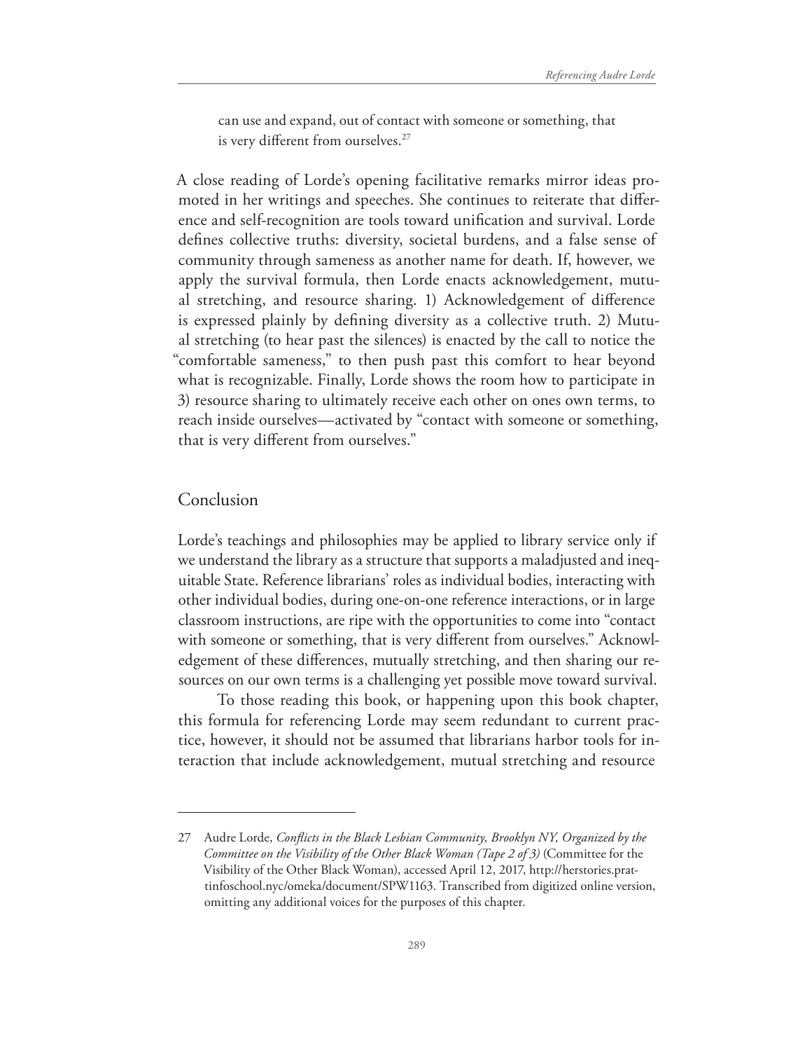> can use and expand, out of contact with someone or something, that is very different from ourselves.[27]

A close reading of Lorde's opening facilitative remarks mirror ideas promoted in her writings and speeches. She continues to reiterate that difference and self-recognition are tools toward unification and survival. Lorde defines collective truths: diversity, societal burdens, and a false sense of community through sameness as another name for death. If, however, we apply the survival formula, then Lorde enacts acknowledgement, mutual stretching, and resource sharing. 1) Acknowledgement of difference is expressed plainly by defining diversity as a collective truth. 2) Mutual stretching (to hear past the silences) is enacted by the call to notice the "comfortable sameness," to then push past this comfort to hear beyond what is recognizable. Finally, Lorde shows the room how to participate in 3) resource sharing to ultimately receive each other on ones own terms, to reach inside ourselves—activated by "contact with someone or something, that is very different from ourselves."

## Conclusion

Lorde's teachings and philosophies may be applied to library service only if we understand the library as a structure that supports a maladjusted and inequitable State. Reference librarians' roles as individual bodies, interacting with other individual bodies, during one-on-one reference interactions, or in large classroom instructions, are ripe with the opportunities to come into "contact with someone or something, that is very different from ourselves." Acknowledgement of these differences, mutually stretching, and then sharing our resources on our own terms is a challenging yet possible move toward survival.

To those reading this book, or happening upon this book chapter, this formula for referencing Lorde may seem redundant to current practice, however, it should not be assumed that librarians harbor tools for interaction that include acknowledgement, mutual stretching and resource

---

27 Audre Lorde, *Conflicts in the Black Lesbian Community, Brooklyn NY, Organized by the Committee on the Visibility of the Other Black Woman (Tape 2 of 3)* (Committee for the Visibility of the Other Black Woman), accessed April 12, 2017, http://herstories.prattinfoschool.nyc/omeka/document/SPW1163. Transcribed from digitized online version, omitting any additional voices for the purposes of this chapter.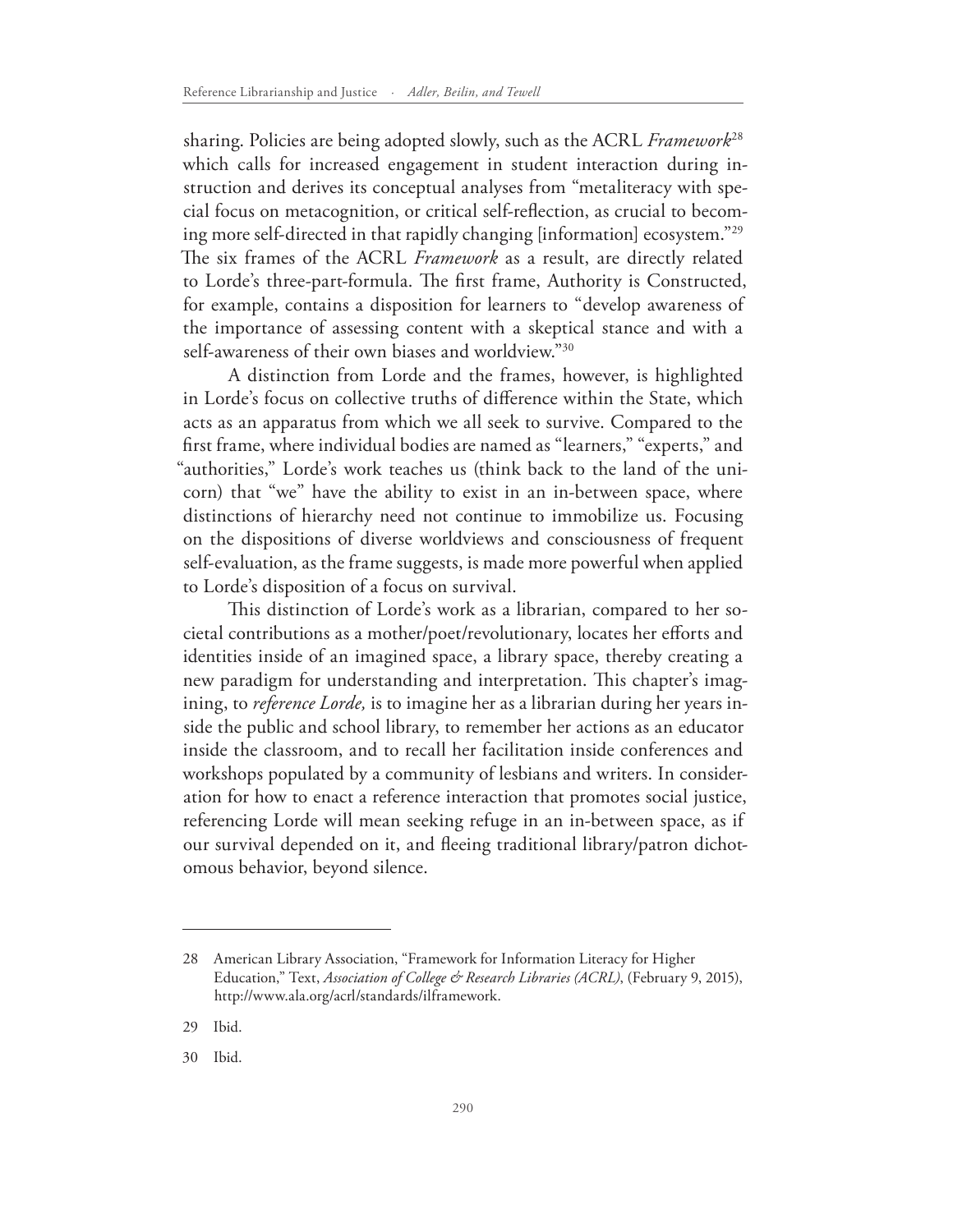sharing. Policies are being adopted slowly, such as the ACRL *Framework*[28] which calls for increased engagement in student interaction during instruction and derives its conceptual analyses from "metaliteracy with special focus on metacognition, or critical self-reflection, as crucial to becoming more self-directed in that rapidly changing [information] ecosystem."[29] The six frames of the ACRL *Framework* as a result, are directly related to Lorde's three-part-formula. The first frame, Authority is Constructed, for example, contains a disposition for learners to "develop awareness of the importance of assessing content with a skeptical stance and with a self-awareness of their own biases and worldview."[30]

A distinction from Lorde and the frames, however, is highlighted in Lorde's focus on collective truths of difference within the State, which acts as an apparatus from which we all seek to survive. Compared to the first frame, where individual bodies are named as "learners," "experts," and "authorities," Lorde's work teaches us (think back to the land of the unicorn) that "we" have the ability to exist in an in-between space, where distinctions of hierarchy need not continue to immobilize us. Focusing on the dispositions of diverse worldviews and consciousness of frequent self-evaluation, as the frame suggests, is made more powerful when applied to Lorde's disposition of a focus on survival.

This distinction of Lorde's work as a librarian, compared to her societal contributions as a mother/poet/revolutionary, locates her efforts and identities inside of an imagined space, a library space, thereby creating a new paradigm for understanding and interpretation. This chapter's imagining, to *reference Lorde,* is to imagine her as a librarian during her years inside the public and school library, to remember her actions as an educator inside the classroom, and to recall her facilitation inside conferences and workshops populated by a community of lesbians and writers. In consideration for how to enact a reference interaction that promotes social justice, referencing Lorde will mean seeking refuge in an in-between space, as if our survival depended on it, and fleeing traditional library/patron dichotomous behavior, beyond silence.

---

28 American Library Association, "Framework for Information Literacy for Higher Education," Text, *Association of College & Research Libraries (ACRL)*, (February 9, 2015), http://www.ala.org/acrl/standards/ilframework.

29 Ibid.

30 Ibid.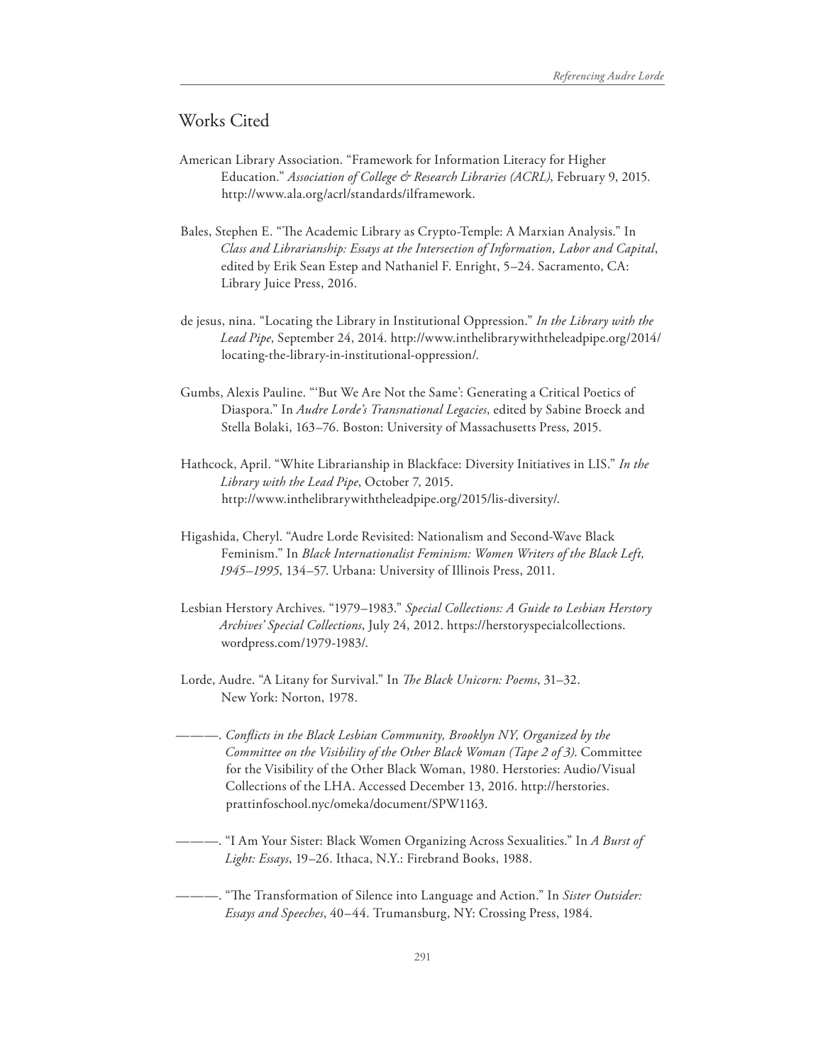## Works Cited

American Library Association. "Framework for Information Literacy for Higher Education." *Association of College & Research Libraries (ACRL)*, February 9, 2015. http://www.ala.org/acrl/standards/ilframework.

Bales, Stephen E. "The Academic Library as Crypto-Temple: A Marxian Analysis." In *Class and Librarianship: Essays at the Intersection of Information, Labor and Capital*, edited by Erik Sean Estep and Nathaniel F. Enright, 5–24. Sacramento, CA: Library Juice Press, 2016.

de jesus, nina. "Locating the Library in Institutional Oppression." *In the Library with the Lead Pipe*, September 24, 2014. http://www.inthelibrarywiththeleadpipe.org/2014/locating-the-library-in-institutional-oppression/.

Gumbs, Alexis Pauline. "'But We Are Not the Same': Generating a Critical Poetics of Diaspora." In *Audre Lorde's Transnational Legacies*, edited by Sabine Broeck and Stella Bolaki, 163–76. Boston: University of Massachusetts Press, 2015.

Hathcock, April. "White Librarianship in Blackface: Diversity Initiatives in LIS." *In the Library with the Lead Pipe*, October 7, 2015. http://www.inthelibrarywiththeleadpipe.org/2015/lis-diversity/.

Higashida, Cheryl. "Audre Lorde Revisited: Nationalism and Second-Wave Black Feminism." In *Black Internationalist Feminism: Women Writers of the Black Left, 1945–1995*, 134–57. Urbana: University of Illinois Press, 2011.

Lesbian Herstory Archives. "1979–1983." *Special Collections: A Guide to Lesbian Herstory Archives' Special Collections*, July 24, 2012. https://herstoryspecialcollections.wordpress.com/1979-1983/.

Lorde, Audre. "A Litany for Survival." In *The Black Unicorn: Poems*, 31–32. New York: Norton, 1978.

———. *Conflicts in the Black Lesbian Community, Brooklyn NY, Organized by the Committee on the Visibility of the Other Black Woman (Tape 2 of 3)*. Committee for the Visibility of the Other Black Woman, 1980. Herstories: Audio/Visual Collections of the LHA. Accessed December 13, 2016. http://herstories.prattinfoschool.nyc/omeka/document/SPW1163.

———. "I Am Your Sister: Black Women Organizing Across Sexualities." In *A Burst of Light: Essays*, 19–26. Ithaca, N.Y.: Firebrand Books, 1988.

———. "The Transformation of Silence into Language and Action." In *Sister Outsider: Essays and Speeches*, 40–44. Trumansburg, NY: Crossing Press, 1984.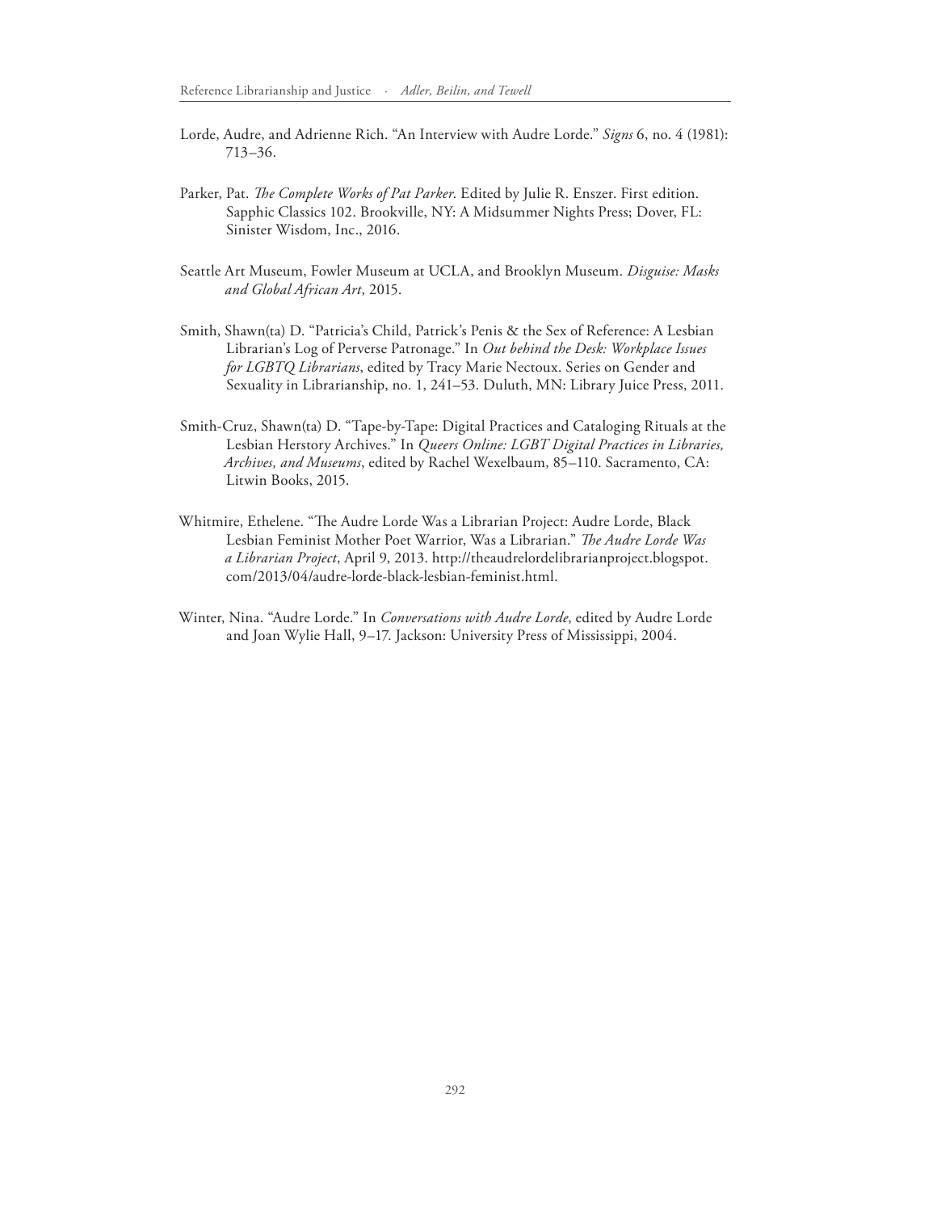Lorde, Audre, and Adrienne Rich. "An Interview with Audre Lorde." *Signs* 6, no. 4 (1981): 713–36.

Parker, Pat. *The Complete Works of Pat Parker*. Edited by Julie R. Enszer. First edition. Sapphic Classics 102. Brookville, NY: A Midsummer Nights Press; Dover, FL: Sinister Wisdom, Inc., 2016.

Seattle Art Museum, Fowler Museum at UCLA, and Brooklyn Museum. *Disguise: Masks and Global African Art*, 2015.

Smith, Shawn(ta) D. "Patricia's Child, Patrick's Penis & the Sex of Reference: A Lesbian Librarian's Log of Perverse Patronage." In *Out behind the Desk: Workplace Issues for LGBTQ Librarians*, edited by Tracy Marie Nectoux. Series on Gender and Sexuality in Librarianship, no. 1, 241–53. Duluth, MN: Library Juice Press, 2011.

Smith-Cruz, Shawn(ta) D. "Tape-by-Tape: Digital Practices and Cataloging Rituals at the Lesbian Herstory Archives." In *Queers Online: LGBT Digital Practices in Libraries, Archives, and Museums*, edited by Rachel Wexelbaum, 85–110. Sacramento, CA: Litwin Books, 2015.

Whitmire, Ethelene. "The Audre Lorde Was a Librarian Project: Audre Lorde, Black Lesbian Feminist Mother Poet Warrior, Was a Librarian." *The Audre Lorde Was a Librarian Project*, April 9, 2013. http://theaudrelordelibrarianproject.blogspot.com/2013/04/audre-lorde-black-lesbian-feminist.html.

Winter, Nina. "Audre Lorde." In *Conversations with Audre Lorde*, edited by Audre Lorde and Joan Wylie Hall, 9–17. Jackson: University Press of Mississippi, 2004.